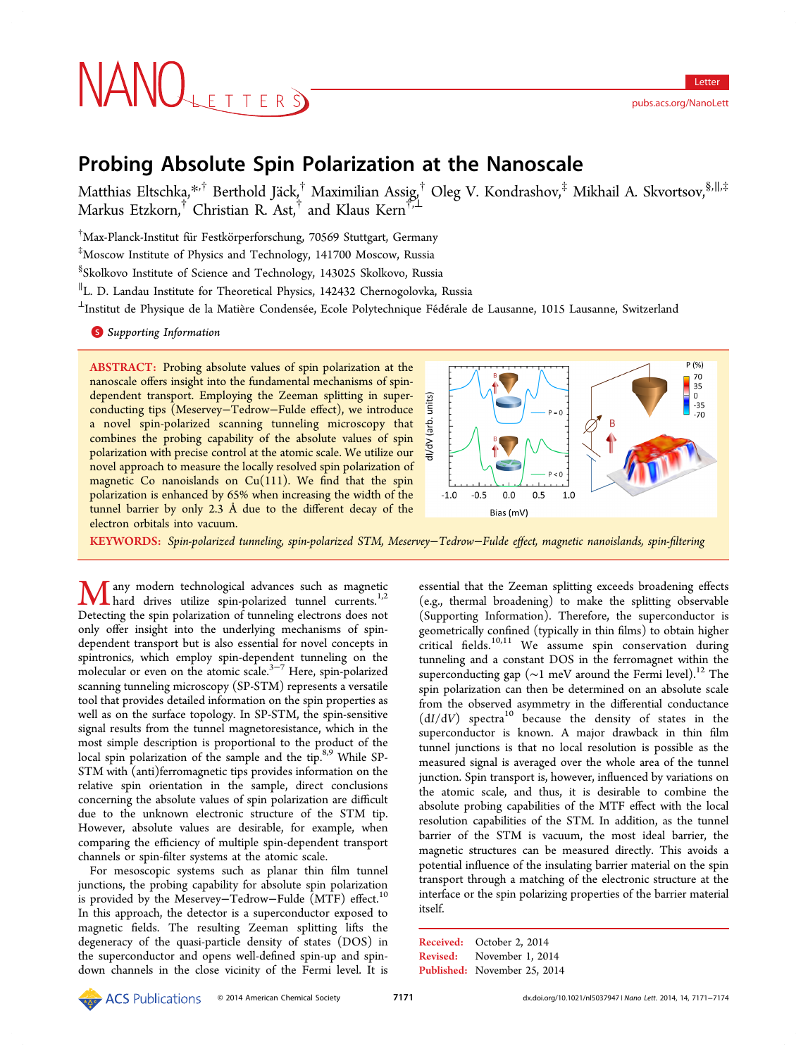# Probing Absolute Spin Polarization at the Nanoscale

Matthias Eltschka,*[,†] Berthold Jäck,[†] Maximilian Assig,[†] Oleg V. Kondrashov,[‡] Mikhail A. Skvortsov,[§,∥,‡] Markus Etzkorn,[†] Christian R. Ast,[†] and Klaus Kern[†,⊥]

[†]Max-Planck-Institut für Festkörperforschung, 70569 Stuttgart, Germany

[‡]Moscow Institute of Physics and Technology, 141700 Moscow, Russia

[§]Skolkovo Institute of Science and Technology, 143025 Skolkovo, Russia

[∥]L. D. Landau Institute for Theoretical Physics, 142432 Chernogolovka, Russia

[⊥]Institut de Physique de la Matière Condensée, Ecole Polytechnique Fédérale de Lausanne, 1015 Lausanne, Switzerland

Supporting Information

**ABSTRACT:** Probing absolute values of spin polarization at the nanoscale offers insight into the fundamental mechanisms of spin-dependent transport. Employing the Zeeman splitting in superconducting tips (Meservey−Tedrow−Fulde effect), we introduce a novel spin-polarized scanning tunneling microscopy that combines the probing capability of the absolute values of spin polarization with precise control at the atomic scale. We utilize our novel approach to measure the locally resolved spin polarization of magnetic Co nanoislands on Cu(111). We find that the spin polarization is enhanced by 65% when increasing the width of the tunnel barrier by only 2.3 Å due to the different decay of the electron orbitals into vacuum.

**KEYWORDS:** *Spin-polarized tunneling, spin-polarized STM, Meservey−Tedrow−Fulde effect, magnetic nanoislands, spin-filtering*

Many modern technological advances such as magnetic hard drives utilize spin-polarized tunnel currents.[1,2] Detecting the spin polarization of tunneling electrons does not only offer insight into the underlying mechanisms of spin-dependent transport but is also essential for novel concepts in spintronics, which employ spin-dependent tunneling on the molecular or even on the atomic scale.[3−7] Here, spin-polarized scanning tunneling microscopy (SP-STM) represents a versatile tool that provides detailed information on the spin properties as well as on the surface topology. In SP-STM, the spin-sensitive signal results from the tunnel magnetoresistance, which in the most simple description is proportional to the product of the local spin polarization of the sample and the tip.[8,9] While SP-STM with (anti)ferromagnetic tips provides information on the relative spin orientation in the sample, direct conclusions concerning the absolute values of spin polarization are difficult due to the unknown electronic structure of the STM tip. However, absolute values are desirable, for example, when comparing the efficiency of multiple spin-dependent transport channels or spin-filter systems at the atomic scale.

For mesoscopic systems such as planar thin film tunnel junctions, the probing capability for absolute spin polarization is provided by the Meservey−Tedrow−Fulde (MTF) effect.[10] In this approach, the detector is a superconductor exposed to magnetic fields. The resulting Zeeman splitting lifts the degeneracy of the quasi-particle density of states (DOS) in the superconductor and opens well-defined spin-up and spin-down channels in the close vicinity of the Fermi level. It is essential that the Zeeman splitting exceeds broadening effects (e.g., thermal broadening) to make the splitting observable (Supporting Information). Therefore, the superconductor is geometrically confined (typically in thin films) to obtain higher critical fields.[10,11] We assume spin conservation during tunneling and a constant DOS in the ferromagnet within the superconducting gap (∼1 meV around the Fermi level).[12] The spin polarization can then be determined on an absolute scale from the observed asymmetry in the differential conductance ($dI/dV$) spectra[10] because the density of states in the superconductor is known. A major drawback in thin film tunnel junctions is that no local resolution is possible as the measured signal is averaged over the whole area of the tunnel junction. Spin transport is, however, influenced by variations on the atomic scale, and thus, it is desirable to combine the absolute probing capabilities of the MTF effect with the local resolution capabilities of the STM. In addition, as the tunnel barrier of the STM is vacuum, the most ideal barrier, the magnetic structures can be measured directly. This avoids a potential influence of the insulating barrier material on the spin transport through a matching of the electronic structure at the interface or the spin polarizing properties of the barrier material itself.

Received: October 2, 2014
Revised: November 1, 2014
Published: November 25, 2014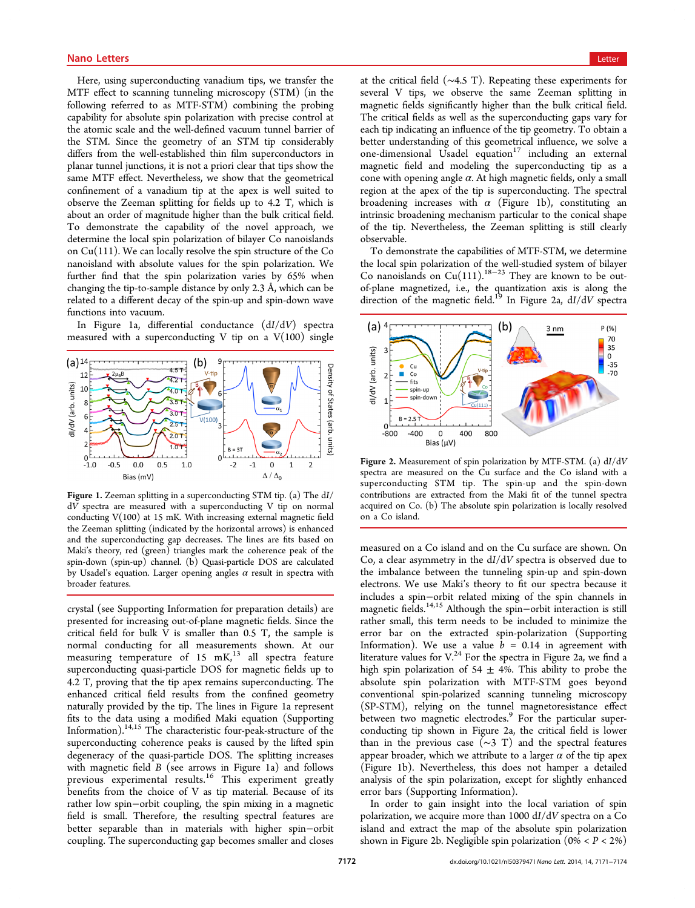Here, using superconducting vanadium tips, we transfer the MTF effect to scanning tunneling microscopy (STM) (in the following referred to as MTF-STM) combining the probing capability for absolute spin polarization with precise control at the atomic scale and the well-defined vacuum tunnel barrier of the STM. Since the geometry of an STM tip considerably differs from the well-established thin film superconductors in planar tunnel junctions, it is not a priori clear that tips show the same MTF effect. Nevertheless, we show that the geometrical confinement of a vanadium tip at the apex is well suited to observe the Zeeman splitting for fields up to 4.2 T, which is about an order of magnitude higher than the bulk critical field. To demonstrate the capability of the novel approach, we determine the local spin polarization of bilayer Co nanoislands on Cu(111). We can locally resolve the spin structure of the Co nanoisland with absolute values for the spin polarization. We further find that the spin polarization varies by 65% when changing the tip-to-sample distance by only 2.3 Å, which can be related to a different decay of the spin-up and spin-down wave functions into vacuum.

In Figure 1a, differential conductance (d$I$/d$V$) spectra measured with a superconducting V tip on a V(100) single crystal (see Supporting Information for preparation details) are presented for increasing out-of-plane magnetic fields. Since the critical field for bulk V is smaller than 0.5 T, the sample is normal conducting for all measurements shown. At our measuring temperature of 15 mK,[13] all spectra feature superconducting quasi-particle DOS for magnetic fields up to 4.2 T, proving that the tip apex remains superconducting. The enhanced critical field results from the confined geometry naturally provided by the tip. The lines in Figure 1a represent fits to the data using a modified Maki equation (Supporting Information).[14,15] The characteristic four-peak-structure of the superconducting coherence peaks is caused by the lifted spin degeneracy of the quasi-particle DOS. The splitting increases with magnetic field $B$ (see arrows in Figure 1a) and follows previous experimental results.[16] This experiment greatly benefits from the choice of V as tip material. Because of its rather low spin–orbit coupling, the spin mixing in a magnetic field is small. Therefore, the resulting spectral features are better separable than in materials with higher spin–orbit coupling. The superconducting gap becomes smaller and closes at the critical field (~4.5 T). Repeating these experiments for several V tips, we observe the same Zeeman splitting in magnetic fields significantly higher than the bulk critical field. The critical fields as well as the superconducting gaps vary for each tip indicating an influence of the tip geometry. To obtain a better understanding of this geometrical influence, we solve a one-dimensional Usadel equation[17] including an external magnetic field and modeling the superconducting tip as a cone with opening angle $\alpha$. At high magnetic fields, only a small region at the apex of the tip is superconducting. The spectral broadening increases with $\alpha$ (Figure 1b), constituting an intrinsic broadening mechanism particular to the conical shape of the tip. Nevertheless, the Zeeman splitting is still clearly observable.

Figure 1. Zeeman splitting in a superconducting STM tip. (a) The d$I$/d$V$ spectra are measured with a superconducting V tip on normal conducting V(100) at 15 mK. With increasing external magnetic field the Zeeman splitting (indicated by the horizontal arrows) is enhanced and the superconducting gap decreases. The lines are fits based on Maki's theory, red (green) triangles mark the coherence peak of the spin-down (spin-up) channel. (b) Quasi-particle DOS are calculated by Usadel's equation. Larger opening angles $\alpha$ result in spectra with broader features.

To demonstrate the capabilities of MTF-STM, we determine the local spin polarization of the well-studied system of bilayer Co nanoislands on Cu(111).[18−23] They are known to be out-of-plane magnetized, i.e., the quantization axis is along the direction of the magnetic field.[19] In Figure 2a, d$I$/d$V$ spectra measured on a Co island and on the Cu surface are shown. On Co, a clear asymmetry in the d$I$/d$V$ spectra is observed due to the imbalance between the tunneling spin-up and spin-down electrons. We use Maki's theory to fit our spectra because it includes a spin–orbit related mixing of the spin channels in magnetic fields.[14,15] Although the spin–orbit interaction is still rather small, this term needs to be included to minimize the error bar on the extracted spin-polarization (Supporting Information). We use a value $b$ = 0.14 in agreement with literature values for V.[24] For the spectra in Figure 2a, we find a high spin polarization of 54 ± 4%. This ability to probe the absolute spin polarization with MTF-STM goes beyond conventional spin-polarized scanning tunneling microscopy (SP-STM), relying on the tunnel magnetoresistance effect between two magnetic electrodes.[9] For the particular superconducting tip shown in Figure 2a, the critical field is lower than in the previous case (~3 T) and the spectral features appear broader, which we attribute to a larger $\alpha$ of the tip apex (Figure 1b). Nevertheless, this does not hamper a detailed analysis of the spin polarization, except for slightly enhanced error bars (Supporting Information).

Figure 2. Measurement of spin polarization by MTF-STM. (a) d$I$/d$V$ spectra are measured on the Cu surface and the Co island with a superconducting STM tip. The spin-up and the spin-down contributions are extracted from the Maki fit of the tunnel spectra acquired on Co. (b) The absolute spin polarization is locally resolved on a Co island.

In order to gain insight into the local variation of spin polarization, we acquire more than 1000 d$I$/d$V$ spectra on a Co island and extract the map of the absolute spin polarization shown in Figure 2b. Negligible spin polarization (0% < $P$ < 2%)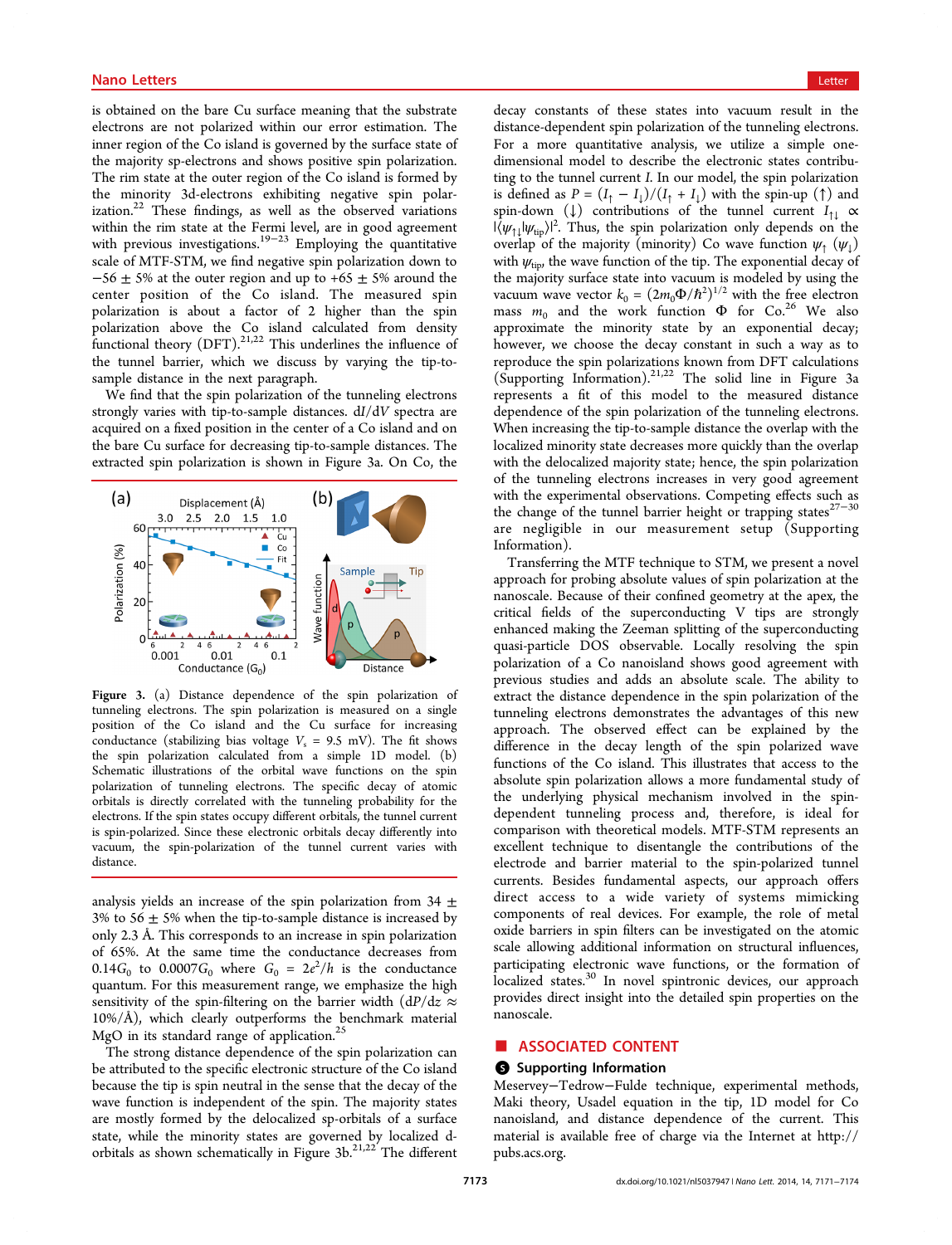is obtained on the bare Cu surface meaning that the substrate electrons are not polarized within our error estimation. The inner region of the Co island is governed by the surface state of the majority sp-electrons and shows positive spin polarization. The rim state at the outer region of the Co island is formed by the minority 3d-electrons exhibiting negative spin polarization.[22] These findings, as well as the observed variations within the rim state at the Fermi level, are in good agreement with previous investigations.[19−23] Employing the quantitative scale of MTF-STM, we find negative spin polarization down to −56 ± 5% at the outer region and up to +65 ± 5% around the center position of the Co island. The measured spin polarization is about a factor of 2 higher than the spin polarization above the Co island calculated from density functional theory (DFT).[21,22] This underlines the influence of the tunnel barrier, which we discuss by varying the tip-to-sample distance in the next paragraph.

We find that the spin polarization of the tunneling electrons strongly varies with tip-to-sample distances. dI/dV spectra are acquired on a fixed position in the center of a Co island and on the bare Cu surface for decreasing tip-to-sample distances. The extracted spin polarization is shown in Figure 3a. On Co, the analysis yields an increase of the spin polarization from 34 ± 3% to 56 ± 5% when the tip-to-sample distance is increased by only 2.3 Å. This corresponds to an increase in spin polarization of 65%. At the same time the conductance decreases from $0.14G_0$ to $0.0007G_0$ where $G_0 = 2e^2/h$ is the conductance quantum. For this measurement range, we emphasize the high sensitivity of the spin-filtering on the barrier width ($dP/dz \approx 10\%/\text{Å}$), which clearly outperforms the benchmark material MgO in its standard range of application.[25]

(a)
Displacement (Å)
3.0 2.5 2.0 1.5 1.0
Polarization (%)
60
40
20
0
Cu
Co
Fit
0.001 0.01 0.1
Conductance ($G_0$)

(b)
Sample
Tip
Wave function
d
p
p
Distance

Figure 3. (a) Distance dependence of the spin polarization of tunneling electrons. The spin polarization is measured on a single position of the Co island and the Cu surface for increasing conductance (stabilizing bias voltage $V_s$ = 9.5 mV). The fit shows the spin polarization calculated from a simple 1D model. (b) Schematic illustrations of the orbital wave functions on the spin polarization of tunneling electrons. The specific decay of atomic orbitals is directly correlated with the tunneling probability for the electrons. If the spin states occupy different orbitals, the tunnel current is spin-polarized. Since these electronic orbitals decay differently into vacuum, the spin-polarization of the tunnel current varies with distance.

The strong distance dependence of the spin polarization can be attributed to the specific electronic structure of the Co island because the tip is spin neutral in the sense that the decay of the wave function is independent of the spin. The majority states are mostly formed by the delocalized sp-orbitals of a surface state, while the minority states are governed by localized d-orbitals as shown schematically in Figure 3b.[21,22] The different decay constants of these states into vacuum result in the distance-dependent spin polarization of the tunneling electrons. For a more quantitative analysis, we utilize a simple one-dimensional model to describe the electronic states contributing to the tunnel current $I$. In our model, the spin polarization is defined as $P = (I_\uparrow - I_\downarrow)/(I_\uparrow + I_\downarrow)$ with the spin-up (↑) and spin-down (↓) contributions of the tunnel current $I_{\uparrow\downarrow} \propto |\langle\psi_{\uparrow\downarrow}|\psi_{\text{tip}}\rangle|^2$. Thus, the spin polarization only depends on the overlap of the majority (minority) Co wave function $\psi_\uparrow$ ($\psi_\downarrow$) with $\psi_{\text{tip}}$, the wave function of the tip. The exponential decay of the majority surface state into vacuum is modeled by using the vacuum wave vector $k_0 = (2m_0\Phi/\hbar^2)^{1/2}$ with the free electron mass $m_0$ and the work function $\Phi$ for Co.[26] We also approximate the minority state by an exponential decay; however, we choose the decay constant in such a way as to reproduce the spin polarizations known from DFT calculations (Supporting Information).[21,22] The solid line in Figure 3a represents a fit of this model to the measured distance dependence of the spin polarization of the tunneling electrons. When increasing the tip-to-sample distance the overlap with the localized minority state decreases more quickly than the overlap with the delocalized majority state; hence, the spin polarization of the tunneling electrons increases in very good agreement with the experimental observations. Competing effects such as the change of the tunnel barrier height or trapping states[27−30] are negligible in our measurement setup (Supporting Information).

Transferring the MTF technique to STM, we present a novel approach for probing absolute values of spin polarization at the nanoscale. Because of their confined geometry at the apex, the critical fields of the superconducting V tips are strongly enhanced making the Zeeman splitting of the superconducting quasi-particle DOS observable. Locally resolving the spin polarization of a Co nanoisland shows good agreement with previous studies and adds an absolute scale. The ability to extract the distance dependence in the spin polarization of the tunneling electrons demonstrates the advantages of this new approach. The observed effect can be explained by the difference in the decay length of the spin polarized wave functions of the Co island. This illustrates that access to the absolute spin polarization allows a more fundamental study of the underlying physical mechanism involved in the spin-dependent tunneling process and, therefore, is ideal for comparison with theoretical models. MTF-STM represents an excellent technique to disentangle the contributions of the electrode and barrier material to the spin-polarized tunnel currents. Besides fundamental aspects, our approach offers direct access to a wide variety of systems mimicking components of real devices. For example, the role of metal oxide barriers in spin filters can be investigated on the atomic scale allowing additional information on structural influences, participating electronic wave functions, or the formation of localized states.[30] In novel spintronic devices, our approach provides direct insight into the detailed spin properties on the nanoscale.

## ■ ASSOCIATED CONTENT

### Supporting Information

Meservey−Tedrow−Fulde technique, experimental methods, Maki theory, Usadel equation in the tip, 1D model for Co nanoisland, and distance dependence of the current. This material is available free of charge via the Internet at http://pubs.acs.org.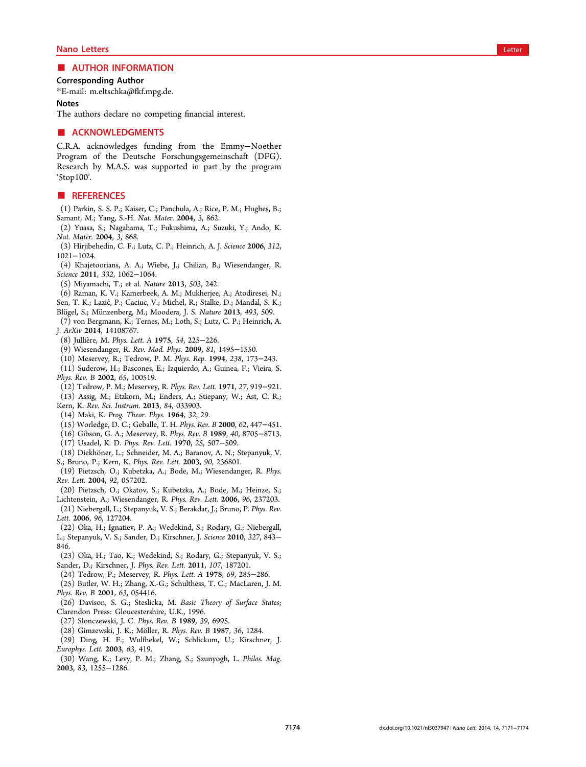## AUTHOR INFORMATION

### Corresponding Author

*E-mail: m.eltschka@fkf.mpg.de.

### Notes

The authors declare no competing financial interest.

## ACKNOWLEDGMENTS

C.R.A. acknowledges funding from the Emmy−Noether Program of the Deutsche Forschungsgemeinschaft (DFG). Research by M.A.S. was supported in part by the program '5top100'.

## REFERENCES

(1) Parkin, S. S. P.; Kaiser, C.; Panchula, A.; Rice, P. M.; Hughes, B.; Samant, M.; Yang, S.-H. *Nat. Mater.* **2004**, *3*, 862.

(2) Yuasa, S.; Nagahama, T.; Fukushima, A.; Suzuki, Y.; Ando, K. *Nat. Mater.* **2004**, *3*, 868.

(3) Hirjibehedin, C. F.; Lutz, C. P.; Heinrich, A. J. *Science* **2006**, *312*, 1021−1024.

(4) Khajetoorians, A. A.; Wiebe, J.; Chilian, B.; Wiesendanger, R. *Science* **2011**, *332*, 1062−1064.

(5) Miyamachi, T.; et al. *Nature* **2013**, *503*, 242.

(6) Raman, K. V.; Kamerbeek, A. M.; Mukherjee, A.; Atodiresei, N.; Sen, T. K.; Lazić, P.; Caciuc, V.; Michel, R.; Stalke, D.; Mandal, S. K.; Blügel, S.; Münzenberg, M.; Moodera, J. S. *Nature* **2013**, *493*, 509.

(7) von Bergmann, K.; Ternes, M.; Loth, S.; Lutz, C. P.; Heinrich, A. J. *ArXiv* **2014**, 14108767.

(8) Jullière, M. *Phys. Lett. A* **1975**, *54*, 225−226.

(9) Wiesendanger, R. *Rev. Mod. Phys.* **2009**, *81*, 1495−1550.

(10) Meservey, R.; Tedrow, P. M. *Phys. Rep.* **1994**, *238*, 173−243.

(11) Suderow, H.; Bascones, E.; Izquierdo, A.; Guinea, F.; Vieira, S. *Phys. Rev. B* **2002**, *65*, 100519.

(12) Tedrow, P. M.; Meservey, R. *Phys. Rev. Lett.* **1971**, *27*, 919−921.

(13) Assig, M.; Etzkorn, M.; Enders, A.; Stiepany, W.; Ast, C. R.; Kern, K. *Rev. Sci. Instrum.* **2013**, *84*, 033903.

(14) Maki, K. *Prog. Theor. Phys.* **1964**, *32*, 29.

(15) Worledge, D. C.; Geballe, T. H. *Phys. Rev. B* **2000**, *62*, 447−451.

(16) Gibson, G. A.; Meservey, R. *Phys. Rev. B* **1989**, *40*, 8705−8713.

(17) Usadel, K. D. *Phys. Rev. Lett.* **1970**, *25*, 507−509.

(18) Diekhöner, L.; Schneider, M. A.; Baranov, A. N.; Stepanyuk, V. S.; Bruno, P.; Kern, K. *Phys. Rev. Lett.* **2003**, *90*, 236801.

(19) Pietzsch, O.; Kubetzka, A.; Bode, M.; Wiesendanger, R. *Phys. Rev. Lett.* **2004**, *92*, 057202.

(20) Pietzsch, O.; Okatov, S.; Kubetzka, A.; Bode, M.; Heinze, S.; Lichtenstein, A.; Wiesendanger, R. *Phys. Rev. Lett.* **2006**, *96*, 237203.

(21) Niebergall, L.; Stepanyuk, V. S.; Berakdar, J.; Bruno, P. *Phys. Rev. Lett.* **2006**, *96*, 127204.

(22) Oka, H.; Ignatiev, P. A.; Wedekind, S.; Rodary, G.; Niebergall, L.; Stepanyuk, V. S.; Sander, D.; Kirschner, J. *Science* **2010**, *327*, 843−846.

(23) Oka, H.; Tao, K.; Wedekind, S.; Rodary, G.; Stepanyuk, V. S.; Sander, D.; Kirschner, J. *Phys. Rev. Lett.* **2011**, *107*, 187201.

(24) Tedrow, P.; Meservey, R. *Phys. Lett. A* **1978**, *69*, 285−286.

(25) Butler, W. H.; Zhang, X.-G.; Schulthess, T. C.; MacLaren, J. M. *Phys. Rev. B* **2001**, *63*, 054416.

(26) Davison, S. G.; Steslicka, M. *Basic Theory of Surface States*; Clarendon Press: Gloucestershire, U.K., 1996.

(27) Slonczewski, J. C. *Phys. Rev. B* **1989**, *39*, 6995.

(28) Gimzewski, J. K.; Möller, R. *Phys. Rev. B* **1987**, *36*, 1284.

(29) Ding, H. F.; Wulfhekel, W.; Schlickum, U.; Kirschner, J. *Europhys. Lett.* **2003**, *63*, 419.

(30) Wang, K.; Levy, P. M.; Zhang, S.; Szunyogh, L. *Philos. Mag.* **2003**, *83*, 1255−1286.